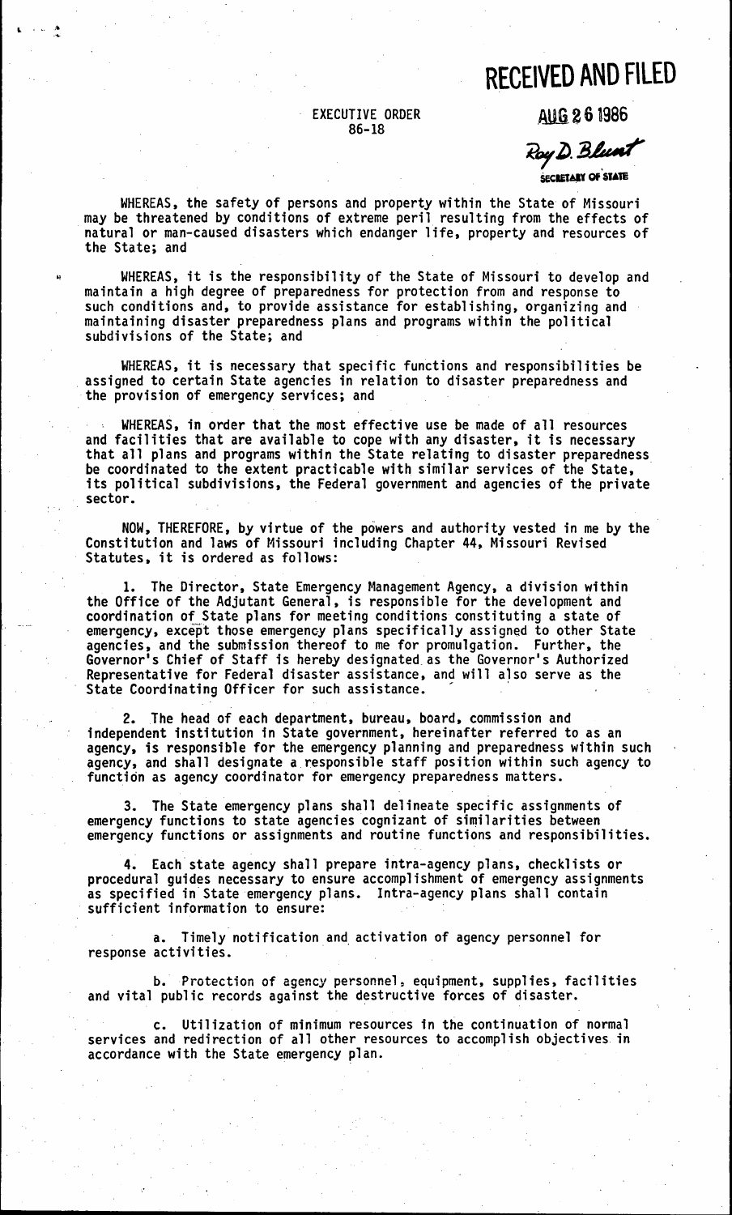**RECEIVED AND FILED**

**AUG 26 1986**

Roy D. Blunt
SECRETARY OF STATE

EXECUTIVE ORDER
86-18

WHEREAS, the safety of persons and property within the State of Missouri may be threatened by conditions of extreme peril resulting from the effects of natural or man-caused disasters which endanger life, property and resources of the State; and

WHEREAS, it is the responsibility of the State of Missouri to develop and maintain a high degree of preparedness for protection from and response to such conditions and, to provide assistance for establishing, organizing and maintaining disaster preparedness plans and programs within the political subdivisions of the State; and

WHEREAS, it is necessary that specific functions and responsibilities be assigned to certain State agencies in relation to disaster preparedness and the provision of emergency services; and

WHEREAS, in order that the most effective use be made of all resources and facilities that are available to cope with any disaster, it is necessary that all plans and programs within the State relating to disaster preparedness be coordinated to the extent practicable with similar services of the State, its political subdivisions, the Federal government and agencies of the private sector.

NOW, THEREFORE, by virtue of the powers and authority vested in me by the Constitution and laws of Missouri including Chapter 44, Missouri Revised Statutes, it is ordered as follows:

1. The Director, State Emergency Management Agency, a division within the Office of the Adjutant General, is responsible for the development and coordination of State plans for meeting conditions constituting a state of emergency, except those emergency plans specifically assigned to other State agencies, and the submission thereof to me for promulgation. Further, the Governor's Chief of Staff is hereby designated as the Governor's Authorized Representative for Federal disaster assistance, and will also serve as the State Coordinating Officer for such assistance.

2. The head of each department, bureau, board, commission and independent institution in State government, hereinafter referred to as an agency, is responsible for the emergency planning and preparedness within such agency, and shall designate a responsible staff position within such agency to function as agency coordinator for emergency preparedness matters.

3. The State emergency plans shall delineate specific assignments of emergency functions to state agencies cognizant of similarities between emergency functions or assignments and routine functions and responsibilities.

4. Each state agency shall prepare intra-agency plans, checklists or procedural guides necessary to ensure accomplishment of emergency assignments as specified in State emergency plans. Intra-agency plans shall contain sufficient information to ensure:

a. Timely notification and activation of agency personnel for response activities.

b. Protection of agency personnel, equipment, supplies, facilities and vital public records against the destructive forces of disaster.

c. Utilization of minimum resources in the continuation of normal services and redirection of all other resources to accomplish objectives in accordance with the State emergency plan.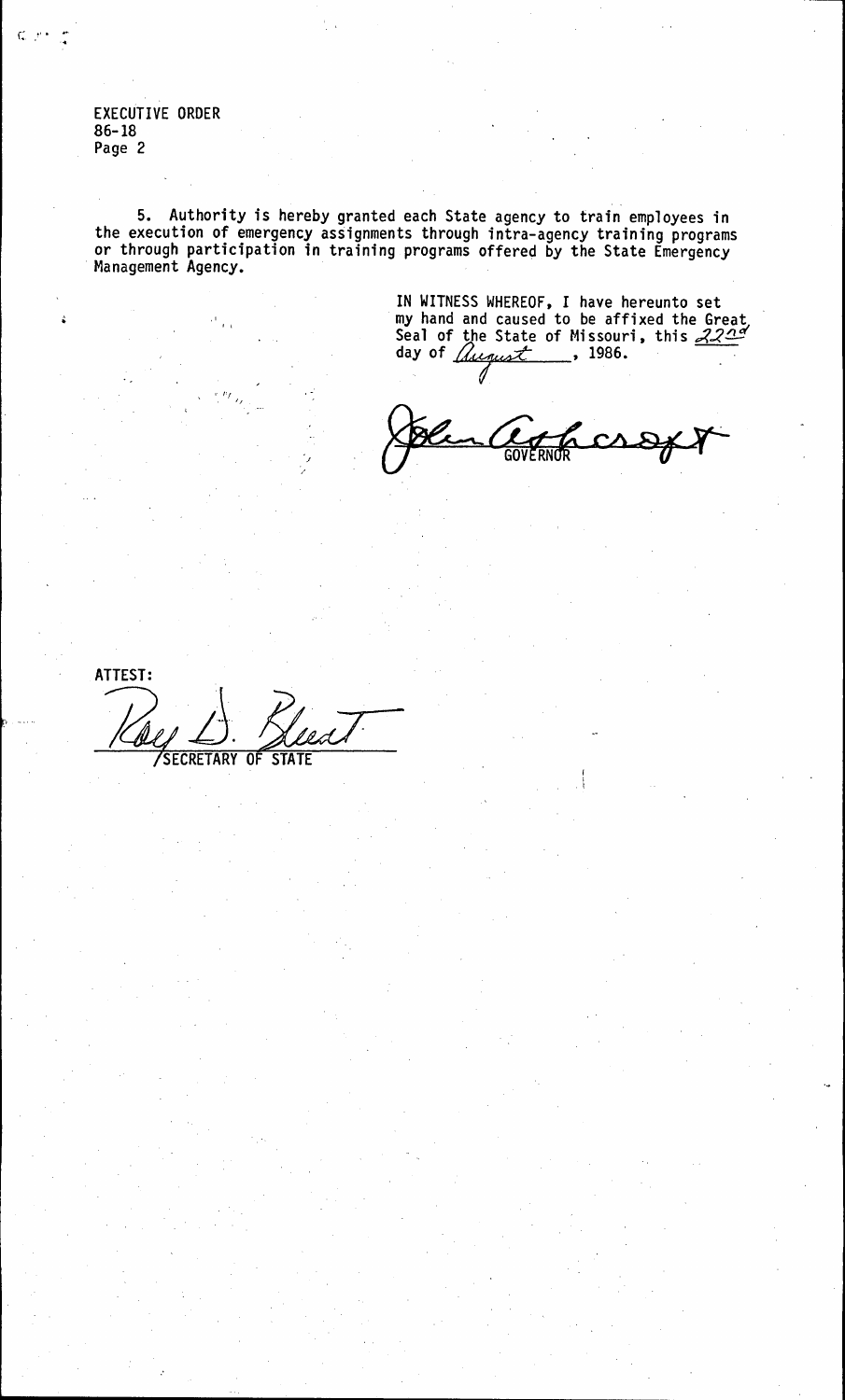EXECUTIVE ORDER
86-18
Page 2

5. Authority is hereby granted each State agency to train employees in the execution of emergency assignments through intra-agency training programs or through participation in training programs offered by the State Emergency Management Agency.

IN WITNESS WHEREOF, I have hereunto set my hand and caused to be affixed the Great Seal of the State of Missouri, this 22nd day of August, 1986.

John Ashcroft
GOVERNOR

ATTEST:

Roy D. Blunt
SECRETARY OF STATE